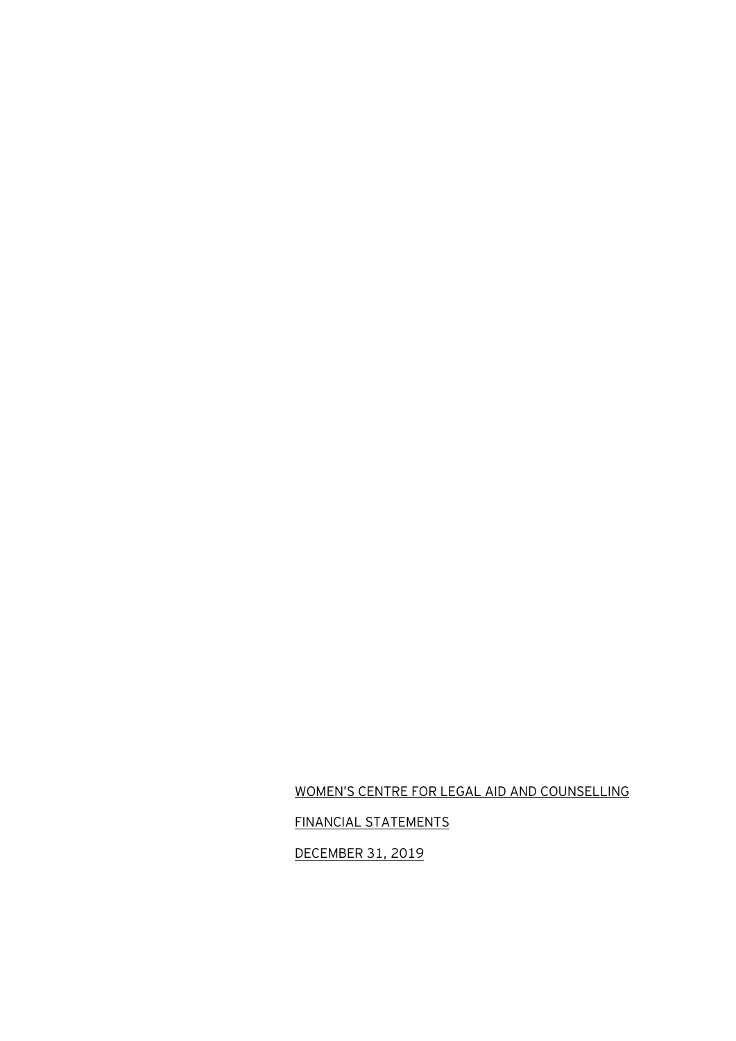WOMEN'S CENTRE FOR LEGAL AID AND COUNSELLING

FINANCIAL STATEMENTS

DECEMBER 31, 2019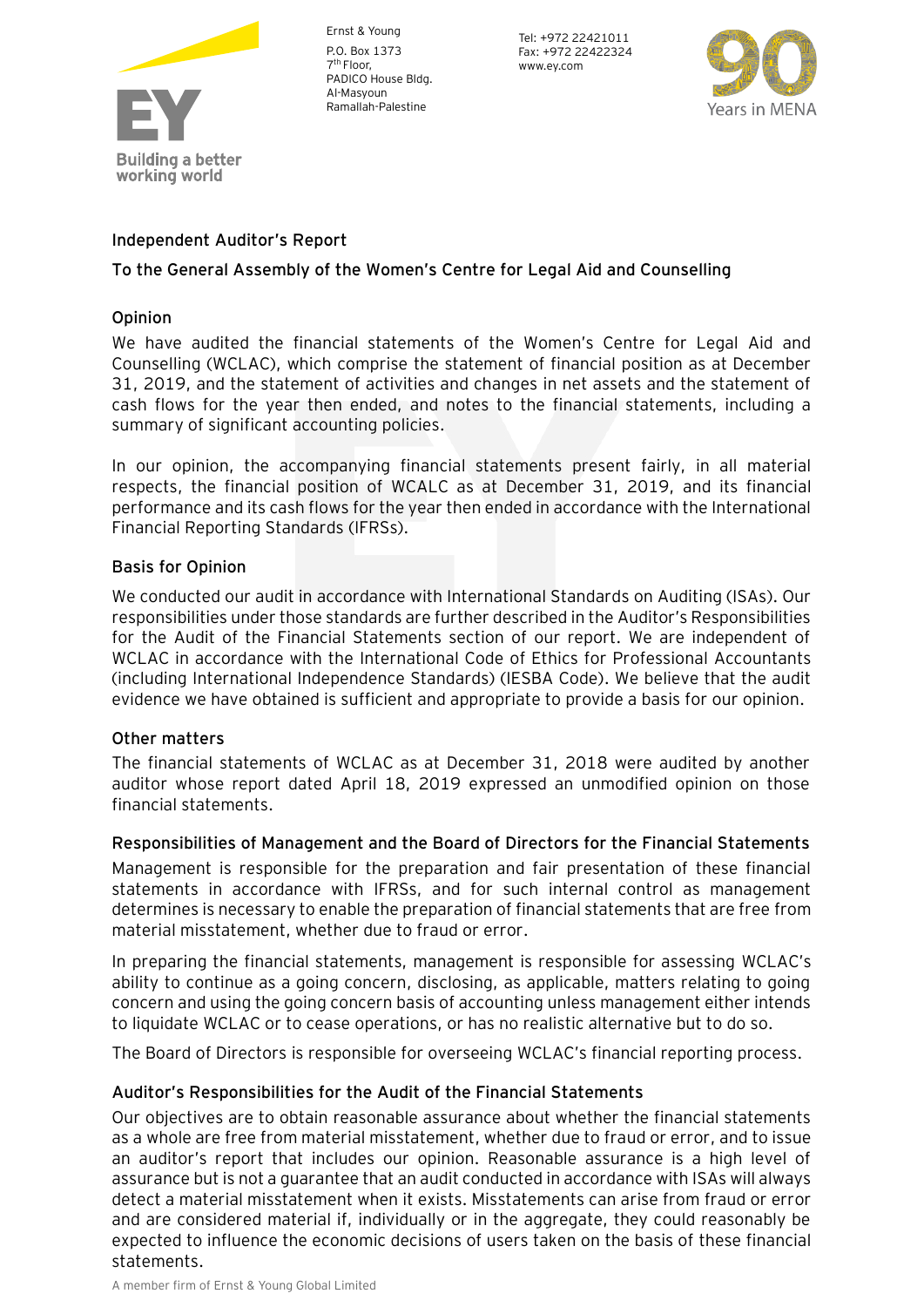Ernst & Young
P.O. Box 1373
7th Floor,
PADICO House Bldg.
Al-Masyoun
Ramallah-Palestine

Tel: +972 22421011
Fax: +972 22422324
www.ey.com

## Independent Auditor's Report

### To the General Assembly of the Women's Centre for Legal Aid and Counselling

### Opinion

We have audited the financial statements of the Women's Centre for Legal Aid and Counselling (WCLAC), which comprise the statement of financial position as at December 31, 2019, and the statement of activities and changes in net assets and the statement of cash flows for the year then ended, and notes to the financial statements, including a summary of significant accounting policies.

In our opinion, the accompanying financial statements present fairly, in all material respects, the financial position of WCALC as at December 31, 2019, and its financial performance and its cash flows for the year then ended in accordance with the International Financial Reporting Standards (IFRSs).

### Basis for Opinion

We conducted our audit in accordance with International Standards on Auditing (ISAs). Our responsibilities under those standards are further described in the Auditor's Responsibilities for the Audit of the Financial Statements section of our report. We are independent of WCLAC in accordance with the International Code of Ethics for Professional Accountants (including International Independence Standards) (IESBA Code). We believe that the audit evidence we have obtained is sufficient and appropriate to provide a basis for our opinion.

### Other matters

The financial statements of WCLAC as at December 31, 2018 were audited by another auditor whose report dated April 18, 2019 expressed an unmodified opinion on those financial statements.

### Responsibilities of Management and the Board of Directors for the Financial Statements

Management is responsible for the preparation and fair presentation of these financial statements in accordance with IFRSs, and for such internal control as management determines is necessary to enable the preparation of financial statements that are free from material misstatement, whether due to fraud or error.

In preparing the financial statements, management is responsible for assessing WCLAC's ability to continue as a going concern, disclosing, as applicable, matters relating to going concern and using the going concern basis of accounting unless management either intends to liquidate WCLAC or to cease operations, or has no realistic alternative but to do so.

The Board of Directors is responsible for overseeing WCLAC's financial reporting process.

### Auditor's Responsibilities for the Audit of the Financial Statements

Our objectives are to obtain reasonable assurance about whether the financial statements as a whole are free from material misstatement, whether due to fraud or error, and to issue an auditor's report that includes our opinion. Reasonable assurance is a high level of assurance but is not a guarantee that an audit conducted in accordance with ISAs will always detect a material misstatement when it exists. Misstatements can arise from fraud or error and are considered material if, individually or in the aggregate, they could reasonably be expected to influence the economic decisions of users taken on the basis of these financial statements.

A member firm of Ernst & Young Global Limited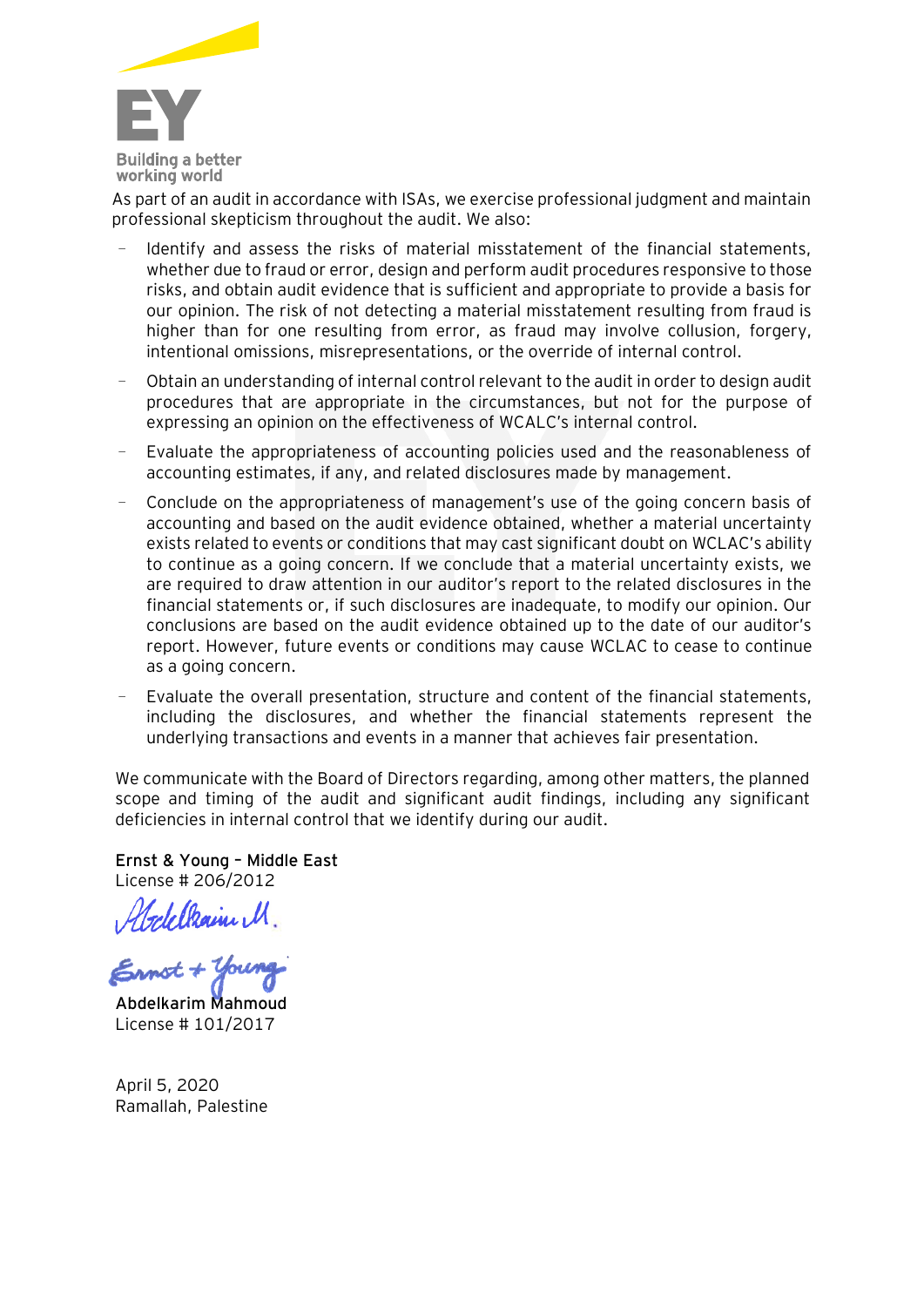As part of an audit in accordance with ISAs, we exercise professional judgment and maintain professional skepticism throughout the audit. We also:

- Identify and assess the risks of material misstatement of the financial statements, whether due to fraud or error, design and perform audit procedures responsive to those risks, and obtain audit evidence that is sufficient and appropriate to provide a basis for our opinion. The risk of not detecting a material misstatement resulting from fraud is higher than for one resulting from error, as fraud may involve collusion, forgery, intentional omissions, misrepresentations, or the override of internal control.
- Obtain an understanding of internal control relevant to the audit in order to design audit procedures that are appropriate in the circumstances, but not for the purpose of expressing an opinion on the effectiveness of WCALC's internal control.
- Evaluate the appropriateness of accounting policies used and the reasonableness of accounting estimates, if any, and related disclosures made by management.
- Conclude on the appropriateness of management's use of the going concern basis of accounting and based on the audit evidence obtained, whether a material uncertainty exists related to events or conditions that may cast significant doubt on WCLAC's ability to continue as a going concern. If we conclude that a material uncertainty exists, we are required to draw attention in our auditor's report to the related disclosures in the financial statements or, if such disclosures are inadequate, to modify our opinion. Our conclusions are based on the audit evidence obtained up to the date of our auditor's report. However, future events or conditions may cause WCLAC to cease to continue as a going concern.
- Evaluate the overall presentation, structure and content of the financial statements, including the disclosures, and whether the financial statements represent the underlying transactions and events in a manner that achieves fair presentation.

We communicate with the Board of Directors regarding, among other matters, the planned scope and timing of the audit and significant audit findings, including any significant deficiencies in internal control that we identify during our audit.

**Ernst & Young – Middle East**
License # 206/2012

**Abdelkarim Mahmoud**
License # 101/2017

April 5, 2020
Ramallah, Palestine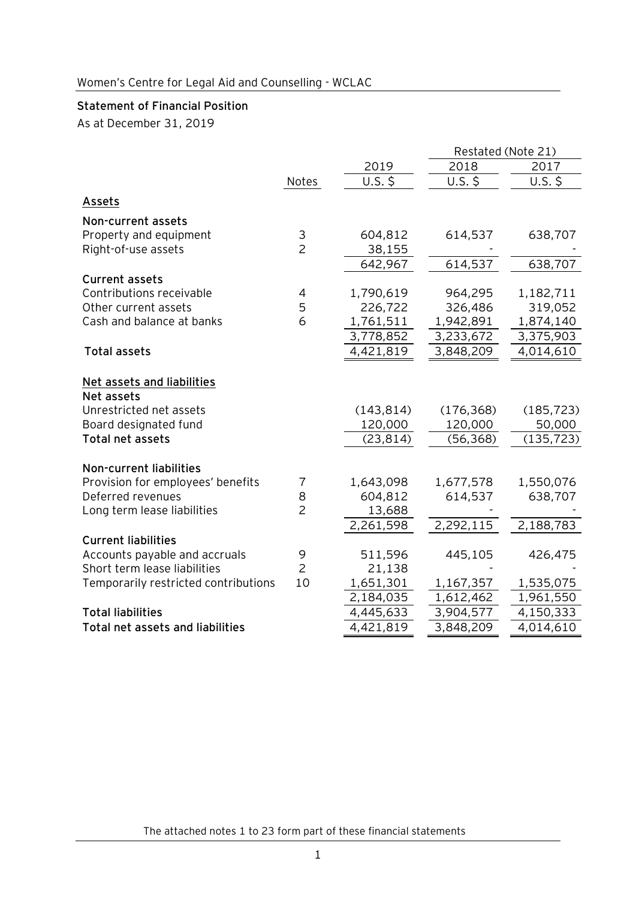Women's Centre for Legal Aid and Counselling - WCLAC

## Statement of Financial Position

As at December 31, 2019

| | | | Restated (Note 21) | |
|---|---|---|---|---|
| | | 2019 | 2018 | 2017 |
| | Notes | U.S. $ | U.S. $ | U.S. $ |
| **Assets** | | | | |
| **Non-current assets** | | | | |
| Property and equipment | 3 | 604,812 | 614,537 | 638,707 |
| Right-of-use assets | 2 | 38,155 | - | - |
| | | 642,967 | 614,537 | 638,707 |
| **Current assets** | | | | |
| Contributions receivable | 4 | 1,790,619 | 964,295 | 1,182,711 |
| Other current assets | 5 | 226,722 | 326,486 | 319,052 |
| Cash and balance at banks | 6 | 1,761,511 | 1,942,891 | 1,874,140 |
| | | 3,778,852 | 3,233,672 | 3,375,903 |
| **Total assets** | | 4,421,819 | 3,848,209 | 4,014,610 |
| **Net assets and liabilities** | | | | |
| **Net assets** | | | | |
| Unrestricted net assets | | (143,814) | (176,368) | (185,723) |
| Board designated fund | | 120,000 | 120,000 | 50,000 |
| **Total net assets** | | (23,814) | (56,368) | (135,723) |
| **Non-current liabilities** | | | | |
| Provision for employees' benefits | 7 | 1,643,098 | 1,677,578 | 1,550,076 |
| Deferred revenues | 8 | 604,812 | 614,537 | 638,707 |
| Long term lease liabilities | 2 | 13,688 | - | - |
| | | 2,261,598 | 2,292,115 | 2,188,783 |
| **Current liabilities** | | | | |
| Accounts payable and accruals | 9 | 511,596 | 445,105 | 426,475 |
| Short term lease liabilities | 2 | 21,138 | - | - |
| Temporarily restricted contributions | 10 | 1,651,301 | 1,167,357 | 1,535,075 |
| | | 2,184,035 | 1,612,462 | 1,961,550 |
| **Total liabilities** | | 4,445,633 | 3,904,577 | 4,150,333 |
| **Total net assets and liabilities** | | 4,421,819 | 3,848,209 | 4,014,610 |

The attached notes 1 to 23 form part of these financial statements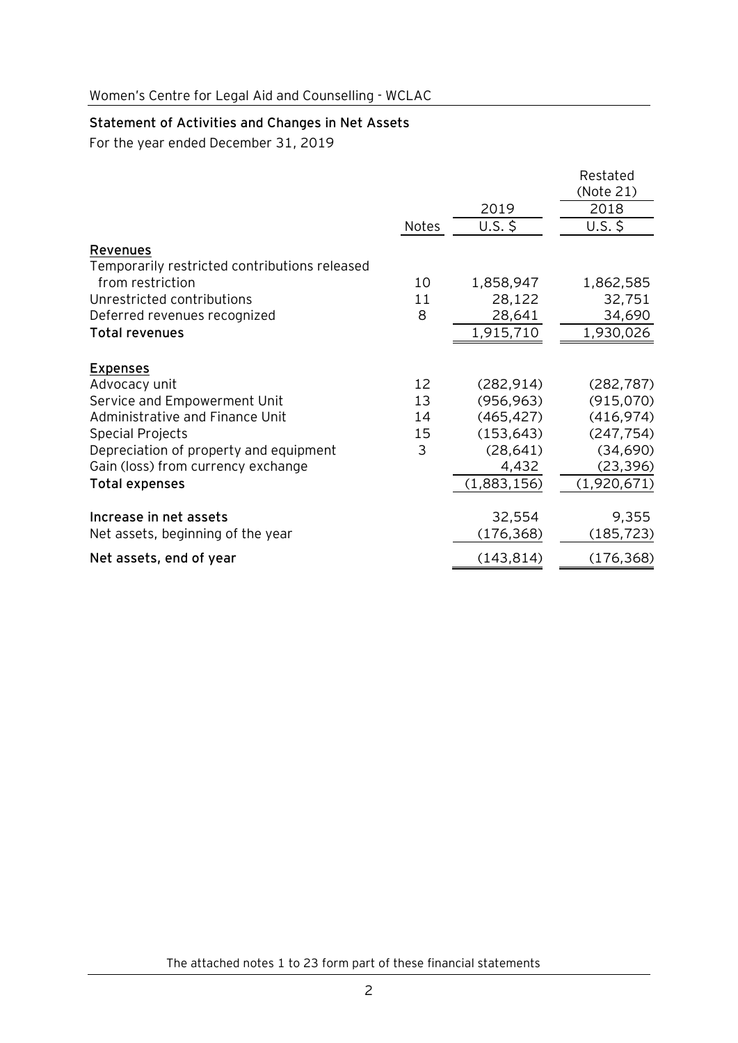Women's Centre for Legal Aid and Counselling - WCLAC

## Statement of Activities and Changes in Net Assets

For the year ended December 31, 2019

| | Notes | 2019 | Restated (Note 21) 2018 |
|---|---|---|---|
| | | U.S. $ | U.S. $ |
| **Revenues** | | | |
| Temporarily restricted contributions released from restriction | 10 | 1,858,947 | 1,862,585 |
| Unrestricted contributions | 11 | 28,122 | 32,751 |
| Deferred revenues recognized | 8 | 28,641 | 34,690 |
| **Total revenues** | | 1,915,710 | 1,930,026 |
| **Expenses** | | | |
| Advocacy unit | 12 | (282,914) | (282,787) |
| Service and Empowerment Unit | 13 | (956,963) | (915,070) |
| Administrative and Finance Unit | 14 | (465,427) | (416,974) |
| Special Projects | 15 | (153,643) | (247,754) |
| Depreciation of property and equipment | 3 | (28,641) | (34,690) |
| Gain (loss) from currency exchange | | 4,432 | (23,396) |
| **Total expenses** | | (1,883,156) | (1,920,671) |
| **Increase in net assets** | | 32,554 | 9,355 |
| Net assets, beginning of the year | | (176,368) | (185,723) |
| **Net assets, end of year** | | (143,814) | (176,368) |

The attached notes 1 to 23 form part of these financial statements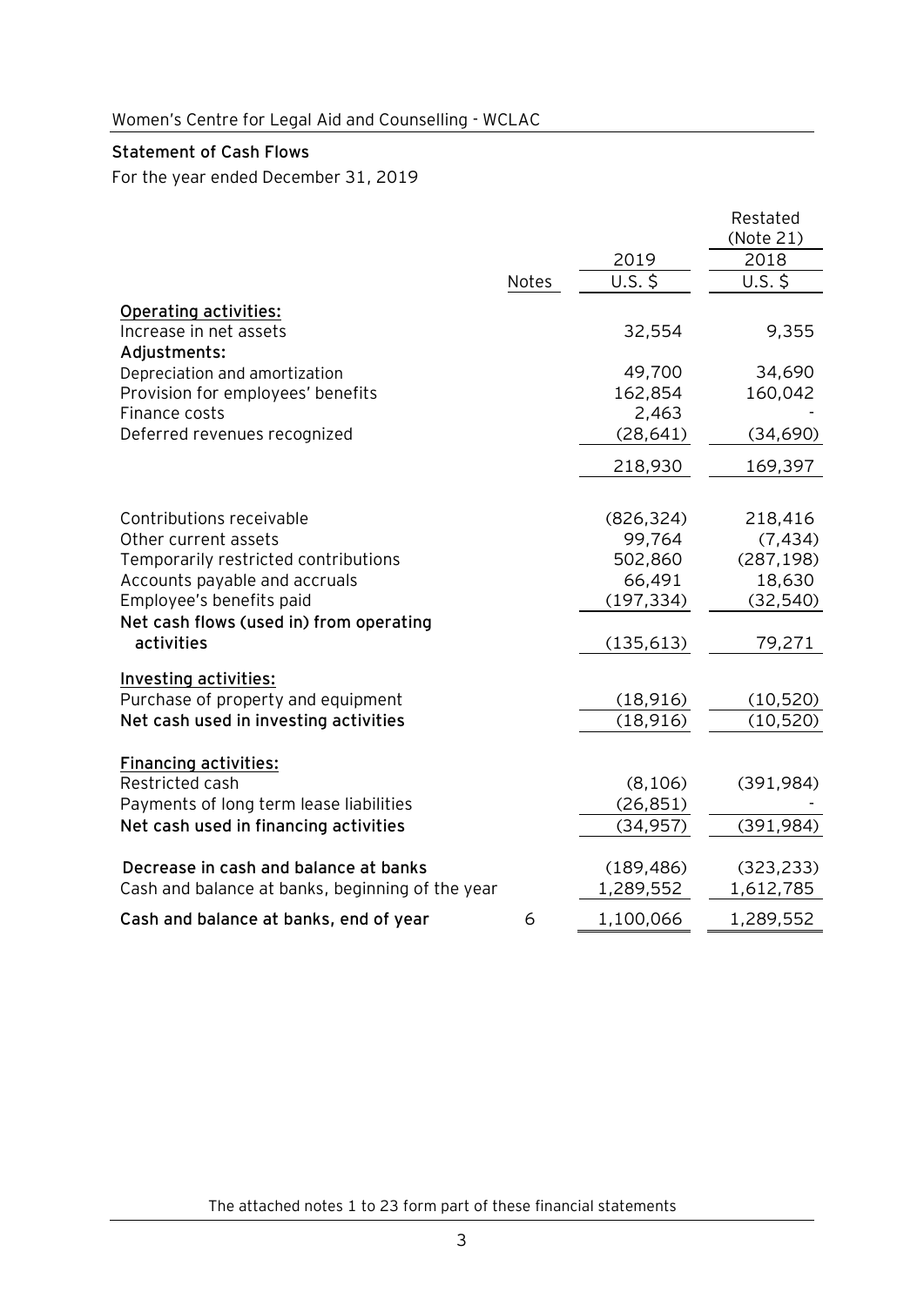Women's Centre for Legal Aid and Counselling - WCLAC

**Statement of Cash Flows**

For the year ended December 31, 2019

| | Notes | 2019 | Restated (Note 21) 2018 |
|---|---|---|---|
| | | U.S. $ | U.S. $ |
| **Operating activities:** | | | |
| Increase in net assets | | 32,554 | 9,355 |
| **Adjustments:** | | | |
| Depreciation and amortization | | 49,700 | 34,690 |
| Provision for employees' benefits | | 162,854 | 160,042 |
| Finance costs | | 2,463 | - |
| Deferred revenues recognized | | (28,641) | (34,690) |
| | | 218,930 | 169,397 |
| Contributions receivable | | (826,324) | 218,416 |
| Other current assets | | 99,764 | (7,434) |
| Temporarily restricted contributions | | 502,860 | (287,198) |
| Accounts payable and accruals | | 66,491 | 18,630 |
| Employee's benefits paid | | (197,334) | (32,540) |
| **Net cash flows (used in) from operating activities** | | (135,613) | 79,271 |
| **Investing activities:** | | | |
| Purchase of property and equipment | | (18,916) | (10,520) |
| **Net cash used in investing activities** | | (18,916) | (10,520) |
| **Financing activities:** | | | |
| Restricted cash | | (8,106) | (391,984) |
| Payments of long term lease liabilities | | (26,851) | - |
| **Net cash used in financing activities** | | (34,957) | (391,984) |
| **Decrease in cash and balance at banks** | | (189,486) | (323,233) |
| Cash and balance at banks, beginning of the year | | 1,289,552 | 1,612,785 |
| **Cash and balance at banks, end of year** | 6 | 1,100,066 | 1,289,552 |

The attached notes 1 to 23 form part of these financial statements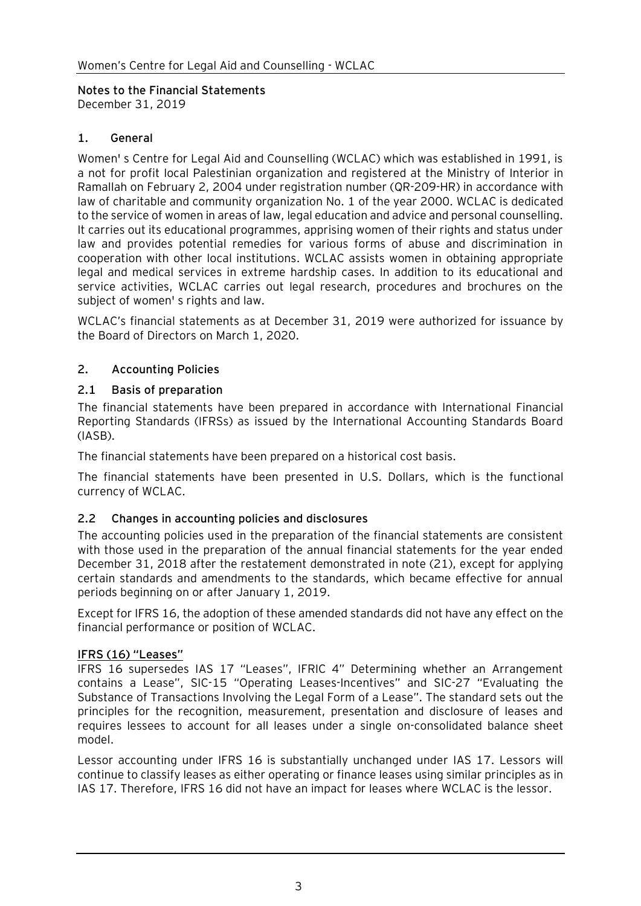## Notes to the Financial Statements

December 31, 2019

### 1. General

Women' s Centre for Legal Aid and Counselling (WCLAC) which was established in 1991, is a not for profit local Palestinian organization and registered at the Ministry of Interior in Ramallah on February 2, 2004 under registration number (QR-209-HR) in accordance with law of charitable and community organization No. 1 of the year 2000. WCLAC is dedicated to the service of women in areas of law, legal education and advice and personal counselling. It carries out its educational programmes, apprising women of their rights and status under law and provides potential remedies for various forms of abuse and discrimination in cooperation with other local institutions. WCLAC assists women in obtaining appropriate legal and medical services in extreme hardship cases. In addition to its educational and service activities, WCLAC carries out legal research, procedures and brochures on the subject of women' s rights and law.

WCLAC's financial statements as at December 31, 2019 were authorized for issuance by the Board of Directors on March 1, 2020.

### 2. Accounting Policies

#### 2.1 Basis of preparation

The financial statements have been prepared in accordance with International Financial Reporting Standards (IFRSs) as issued by the International Accounting Standards Board (IASB).

The financial statements have been prepared on a historical cost basis.

The financial statements have been presented in U.S. Dollars, which is the functional currency of WCLAC.

#### 2.2 Changes in accounting policies and disclosures

The accounting policies used in the preparation of the financial statements are consistent with those used in the preparation of the annual financial statements for the year ended December 31, 2018 after the restatement demonstrated in note (21), except for applying certain standards and amendments to the standards, which became effective for annual periods beginning on or after January 1, 2019.

Except for IFRS 16, the adoption of these amended standards did not have any effect on the financial performance or position of WCLAC.

**IFRS (16) "Leases"**

IFRS 16 supersedes IAS 17 "Leases", IFRIC 4" Determining whether an Arrangement contains a Lease", SIC-15 "Operating Leases-Incentives" and SIC-27 "Evaluating the Substance of Transactions Involving the Legal Form of a Lease". The standard sets out the principles for the recognition, measurement, presentation and disclosure of leases and requires lessees to account for all leases under a single on-consolidated balance sheet model.

Lessor accounting under IFRS 16 is substantially unchanged under IAS 17. Lessors will continue to classify leases as either operating or finance leases using similar principles as in IAS 17. Therefore, IFRS 16 did not have an impact for leases where WCLAC is the lessor.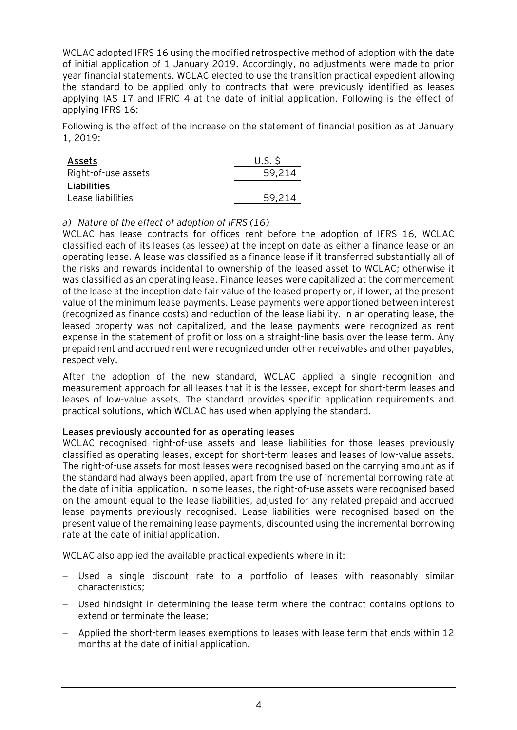WCLAC adopted IFRS 16 using the modified retrospective method of adoption with the date of initial application of 1 January 2019. Accordingly, no adjustments were made to prior year financial statements. WCLAC elected to use the transition practical expedient allowing the standard to be applied only to contracts that were previously identified as leases applying IAS 17 and IFRIC 4 at the date of initial application. Following is the effect of applying IFRS 16:

Following is the effect of the increase on the statement of financial position as at January 1, 2019:

| **Assets** | U.S. $ |
|---|---|
| Right-of-use assets | 59,214 |
| **Liabilities** | |
| Lease liabilities | 59,214 |

*a) Nature of the effect of adoption of IFRS (16)*

WCLAC has lease contracts for offices rent before the adoption of IFRS 16, WCLAC classified each of its leases (as lessee) at the inception date as either a finance lease or an operating lease. A lease was classified as a finance lease if it transferred substantially all of the risks and rewards incidental to ownership of the leased asset to WCLAC; otherwise it was classified as an operating lease. Finance leases were capitalized at the commencement of the lease at the inception date fair value of the leased property or, if lower, at the present value of the minimum lease payments. Lease payments were apportioned between interest (recognized as finance costs) and reduction of the lease liability. In an operating lease, the leased property was not capitalized, and the lease payments were recognized as rent expense in the statement of profit or loss on a straight-line basis over the lease term. Any prepaid rent and accrued rent were recognized under other receivables and other payables, respectively.

After the adoption of the new standard, WCLAC applied a single recognition and measurement approach for all leases that it is the lessee, except for short-term leases and leases of low-value assets. The standard provides specific application requirements and practical solutions, which WCLAC has used when applying the standard.

**Leases previously accounted for as operating leases**

WCLAC recognised right-of-use assets and lease liabilities for those leases previously classified as operating leases, except for short-term leases and leases of low-value assets. The right-of-use assets for most leases were recognised based on the carrying amount as if the standard had always been applied, apart from the use of incremental borrowing rate at the date of initial application. In some leases, the right-of-use assets were recognised based on the amount equal to the lease liabilities, adjusted for any related prepaid and accrued lease payments previously recognised. Lease liabilities were recognised based on the present value of the remaining lease payments, discounted using the incremental borrowing rate at the date of initial application.

WCLAC also applied the available practical expedients where in it:

- Used a single discount rate to a portfolio of leases with reasonably similar characteristics;
- Used hindsight in determining the lease term where the contract contains options to extend or terminate the lease;
- Applied the short-term leases exemptions to leases with lease term that ends within 12 months at the date of initial application.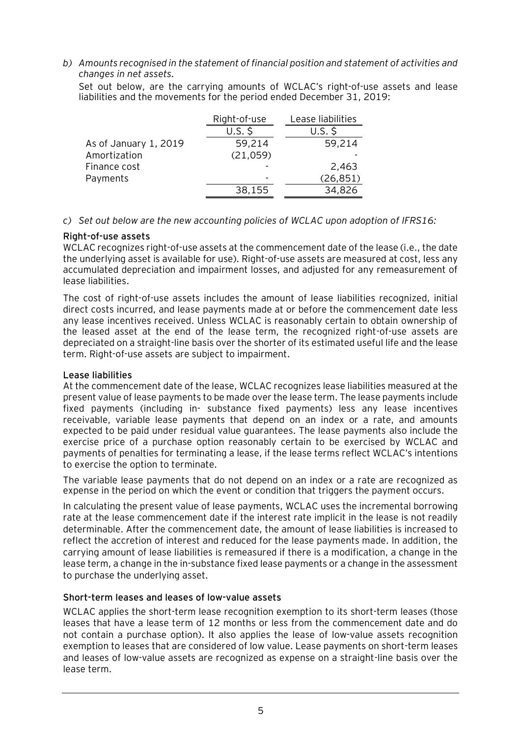*b) Amounts recognised in the statement of financial position and statement of activities and changes in net assets.*

Set out below, are the carrying amounts of WCLAC's right-of-use assets and lease liabilities and the movements for the period ended December 31, 2019:

| | Right-of-use | Lease liabilities |
|---|---|---|
| | U.S. $ | U.S. $ |
| As of January 1, 2019 | 59,214 | 59,214 |
| Amortization | (21,059) | - |
| Finance cost | - | 2,463 |
| Payments | - | (26,851) |
| | 38,155 | 34,826 |

*c) Set out below are the new accounting policies of WCLAC upon adoption of IFRS16:*

**Right-of-use assets**

WCLAC recognizes right-of-use assets at the commencement date of the lease (i.e., the date the underlying asset is available for use). Right-of-use assets are measured at cost, less any accumulated depreciation and impairment losses, and adjusted for any remeasurement of lease liabilities.

The cost of right-of-use assets includes the amount of lease liabilities recognized, initial direct costs incurred, and lease payments made at or before the commencement date less any lease incentives received. Unless WCLAC is reasonably certain to obtain ownership of the leased asset at the end of the lease term, the recognized right-of-use assets are depreciated on a straight-line basis over the shorter of its estimated useful life and the lease term. Right-of-use assets are subject to impairment.

**Lease liabilities**

At the commencement date of the lease, WCLAC recognizes lease liabilities measured at the present value of lease payments to be made over the lease term. The lease payments include fixed payments (including in- substance fixed payments) less any lease incentives receivable, variable lease payments that depend on an index or a rate, and amounts expected to be paid under residual value guarantees. The lease payments also include the exercise price of a purchase option reasonably certain to be exercised by WCLAC and payments of penalties for terminating a lease, if the lease terms reflect WCLAC's intentions to exercise the option to terminate.

The variable lease payments that do not depend on an index or a rate are recognized as expense in the period on which the event or condition that triggers the payment occurs.

In calculating the present value of lease payments, WCLAC uses the incremental borrowing rate at the lease commencement date if the interest rate implicit in the lease is not readily determinable. After the commencement date, the amount of lease liabilities is increased to reflect the accretion of interest and reduced for the lease payments made. In addition, the carrying amount of lease liabilities is remeasured if there is a modification, a change in the lease term, a change in the in-substance fixed lease payments or a change in the assessment to purchase the underlying asset.

**Short-term leases and leases of low-value assets**

WCLAC applies the short-term lease recognition exemption to its short-term leases (those leases that have a lease term of 12 months or less from the commencement date and do not contain a purchase option). It also applies the lease of low-value assets recognition exemption to leases that are considered of low value. Lease payments on short-term leases and leases of low-value assets are recognized as expense on a straight-line basis over the lease term.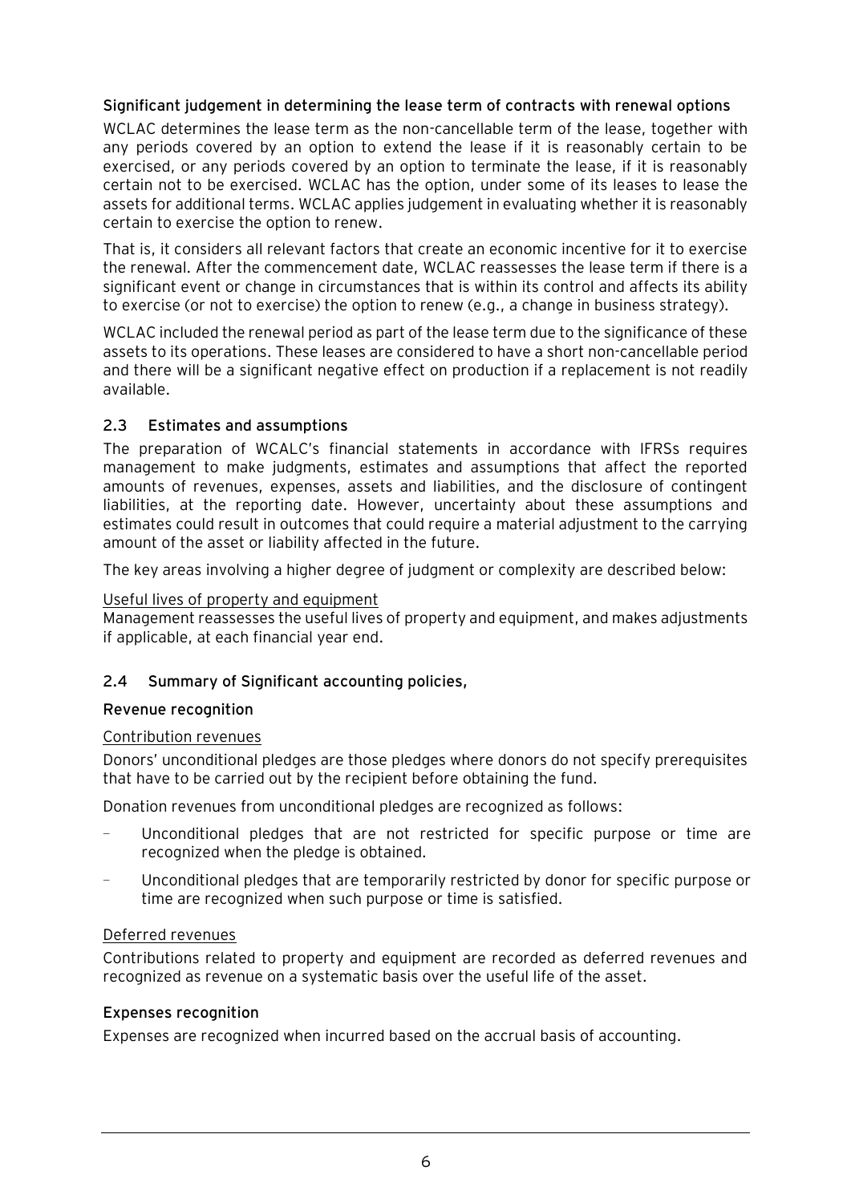**Significant judgement in determining the lease term of contracts with renewal options**

WCLAC determines the lease term as the non-cancellable term of the lease, together with any periods covered by an option to extend the lease if it is reasonably certain to be exercised, or any periods covered by an option to terminate the lease, if it is reasonably certain not to be exercised. WCLAC has the option, under some of its leases to lease the assets for additional terms. WCLAC applies judgement in evaluating whether it is reasonably certain to exercise the option to renew.

That is, it considers all relevant factors that create an economic incentive for it to exercise the renewal. After the commencement date, WCLAC reassesses the lease term if there is a significant event or change in circumstances that is within its control and affects its ability to exercise (or not to exercise) the option to renew (e.g., a change in business strategy).

WCLAC included the renewal period as part of the lease term due to the significance of these assets to its operations. These leases are considered to have a short non-cancellable period and there will be a significant negative effect on production if a replacement is not readily available.

## 2.3 Estimates and assumptions

The preparation of WCALC's financial statements in accordance with IFRSs requires management to make judgments, estimates and assumptions that affect the reported amounts of revenues, expenses, assets and liabilities, and the disclosure of contingent liabilities, at the reporting date. However, uncertainty about these assumptions and estimates could result in outcomes that could require a material adjustment to the carrying amount of the asset or liability affected in the future.

The key areas involving a higher degree of judgment or complexity are described below:

<u>Useful lives of property and equipment</u>
Management reassesses the useful lives of property and equipment, and makes adjustments if applicable, at each financial year end.

## 2.4 Summary of Significant accounting policies,

**Revenue recognition**

<u>Contribution revenues</u>

Donors' unconditional pledges are those pledges where donors do not specify prerequisites that have to be carried out by the recipient before obtaining the fund.

Donation revenues from unconditional pledges are recognized as follows:

- Unconditional pledges that are not restricted for specific purpose or time are recognized when the pledge is obtained.
- Unconditional pledges that are temporarily restricted by donor for specific purpose or time are recognized when such purpose or time is satisfied.

<u>Deferred revenues</u>

Contributions related to property and equipment are recorded as deferred revenues and recognized as revenue on a systematic basis over the useful life of the asset.

**Expenses recognition**

Expenses are recognized when incurred based on the accrual basis of accounting.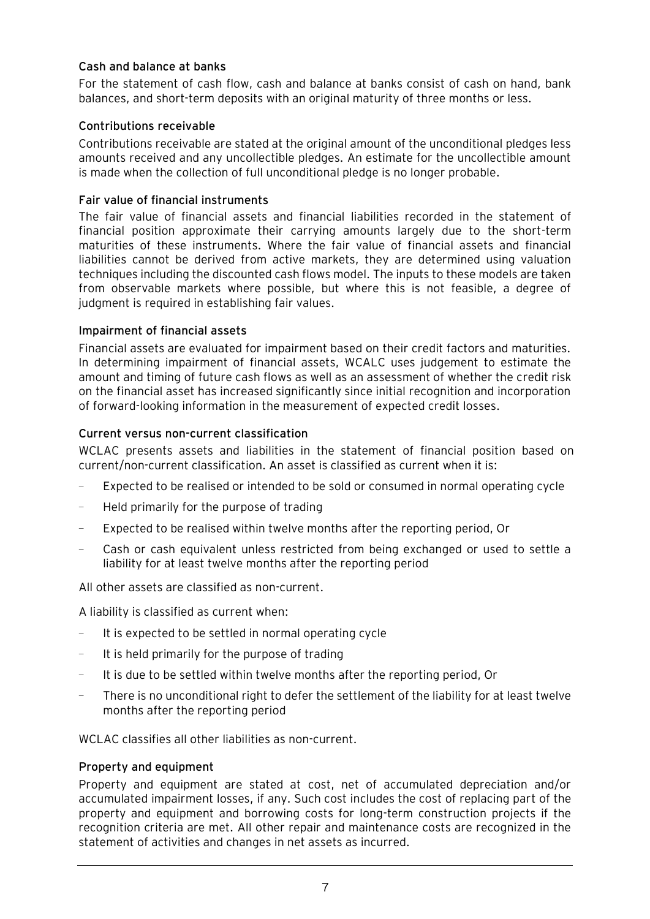### Cash and balance at banks

For the statement of cash flow, cash and balance at banks consist of cash on hand, bank balances, and short-term deposits with an original maturity of three months or less.

### Contributions receivable

Contributions receivable are stated at the original amount of the unconditional pledges less amounts received and any uncollectible pledges. An estimate for the uncollectible amount is made when the collection of full unconditional pledge is no longer probable.

### Fair value of financial instruments

The fair value of financial assets and financial liabilities recorded in the statement of financial position approximate their carrying amounts largely due to the short-term maturities of these instruments. Where the fair value of financial assets and financial liabilities cannot be derived from active markets, they are determined using valuation techniques including the discounted cash flows model. The inputs to these models are taken from observable markets where possible, but where this is not feasible, a degree of judgment is required in establishing fair values.

### Impairment of financial assets

Financial assets are evaluated for impairment based on their credit factors and maturities. In determining impairment of financial assets, WCALC uses judgement to estimate the amount and timing of future cash flows as well as an assessment of whether the credit risk on the financial asset has increased significantly since initial recognition and incorporation of forward-looking information in the measurement of expected credit losses.

### Current versus non-current classification

WCLAC presents assets and liabilities in the statement of financial position based on current/non-current classification. An asset is classified as current when it is:

- Expected to be realised or intended to be sold or consumed in normal operating cycle
- Held primarily for the purpose of trading
- Expected to be realised within twelve months after the reporting period, Or
- Cash or cash equivalent unless restricted from being exchanged or used to settle a liability for at least twelve months after the reporting period

All other assets are classified as non-current.

A liability is classified as current when:

- It is expected to be settled in normal operating cycle
- It is held primarily for the purpose of trading
- It is due to be settled within twelve months after the reporting period, Or
- There is no unconditional right to defer the settlement of the liability for at least twelve months after the reporting period

WCLAC classifies all other liabilities as non-current.

### Property and equipment

Property and equipment are stated at cost, net of accumulated depreciation and/or accumulated impairment losses, if any. Such cost includes the cost of replacing part of the property and equipment and borrowing costs for long-term construction projects if the recognition criteria are met. All other repair and maintenance costs are recognized in the statement of activities and changes in net assets as incurred.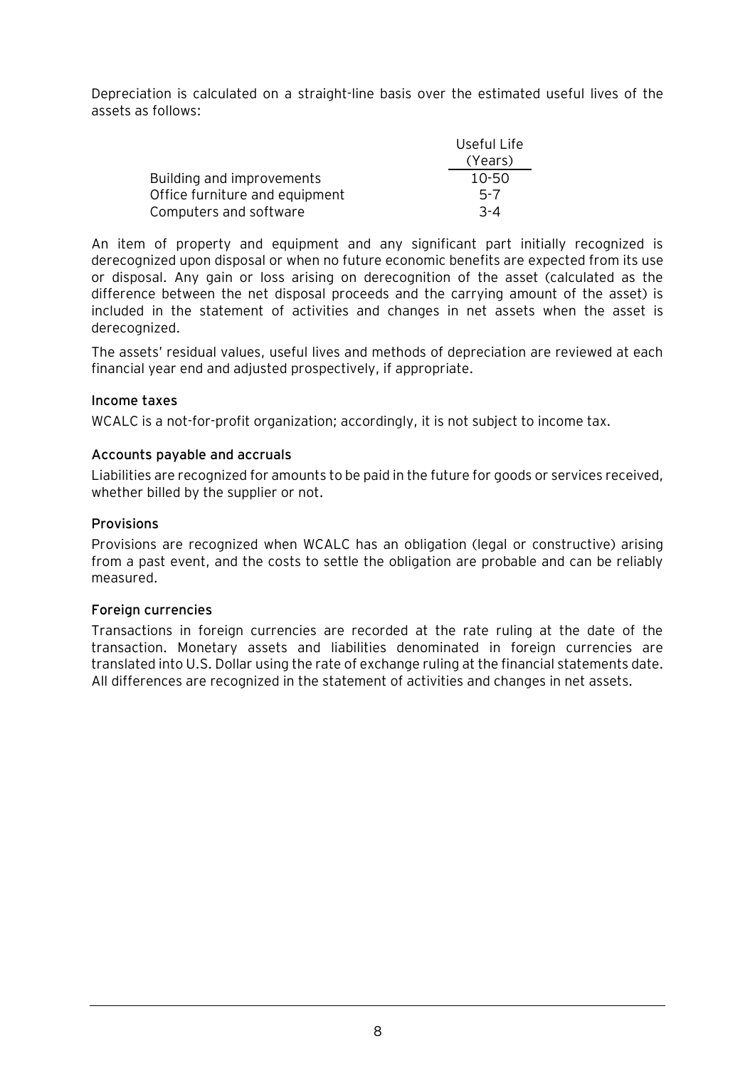Depreciation is calculated on a straight-line basis over the estimated useful lives of the assets as follows:

| | Useful Life (Years) |
|---|---|
| Building and improvements | 10-50 |
| Office furniture and equipment | 5-7 |
| Computers and software | 3-4 |

An item of property and equipment and any significant part initially recognized is derecognized upon disposal or when no future economic benefits are expected from its use or disposal. Any gain or loss arising on derecognition of the asset (calculated as the difference between the net disposal proceeds and the carrying amount of the asset) is included in the statement of activities and changes in net assets when the asset is derecognized.

The assets' residual values, useful lives and methods of depreciation are reviewed at each financial year end and adjusted prospectively, if appropriate.

### Income taxes

WCALC is a not-for-profit organization; accordingly, it is not subject to income tax.

### Accounts payable and accruals

Liabilities are recognized for amounts to be paid in the future for goods or services received, whether billed by the supplier or not.

### Provisions

Provisions are recognized when WCALC has an obligation (legal or constructive) arising from a past event, and the costs to settle the obligation are probable and can be reliably measured.

### Foreign currencies

Transactions in foreign currencies are recorded at the rate ruling at the date of the transaction. Monetary assets and liabilities denominated in foreign currencies are translated into U.S. Dollar using the rate of exchange ruling at the financial statements date. All differences are recognized in the statement of activities and changes in net assets.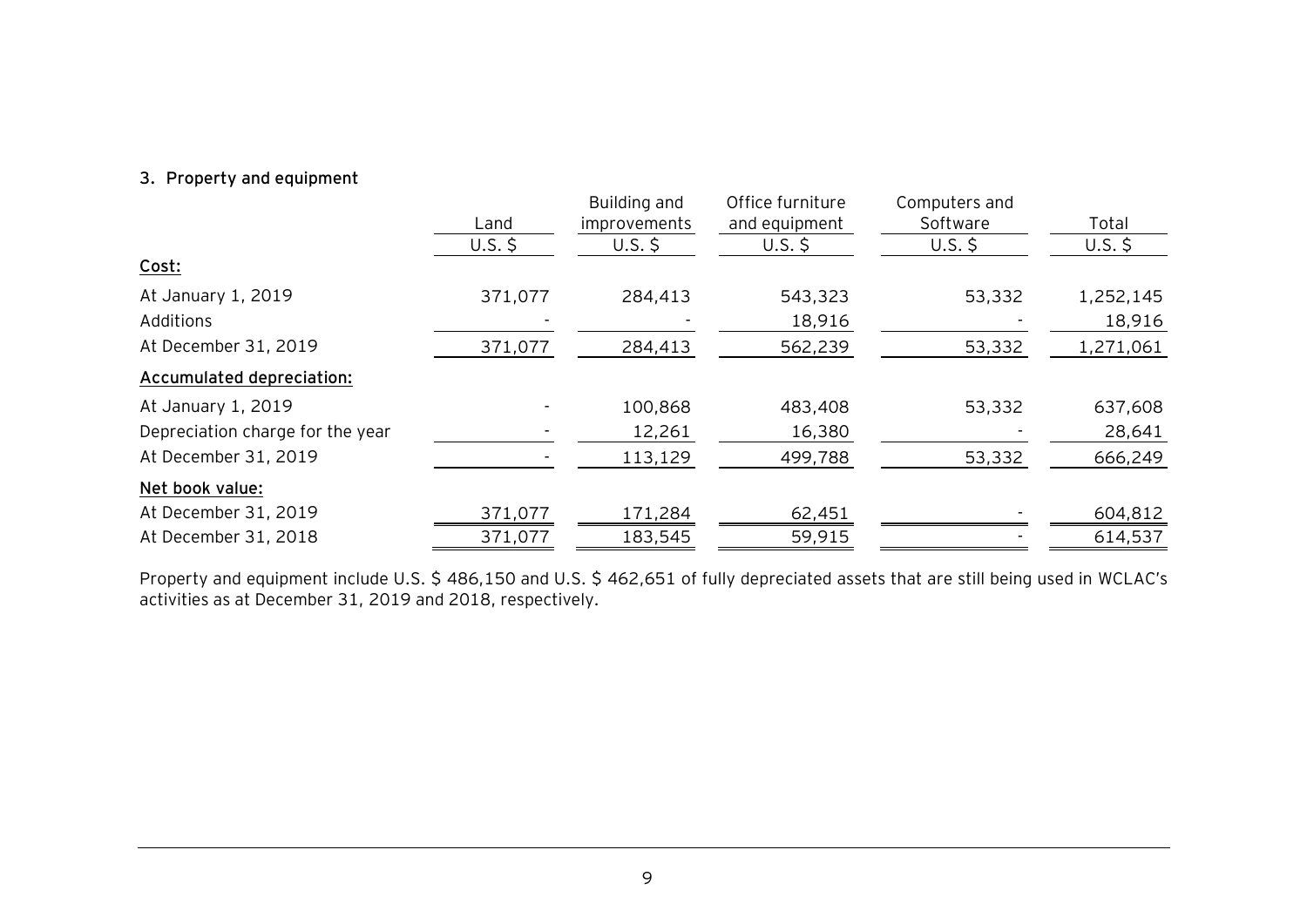### 3. Property and equipment

| | Land | Building and improvements | Office furniture and equipment | Computers and Software | Total |
|---|---|---|---|---|---|
| | U.S. $ | U.S. $ | U.S. $ | U.S. $ | U.S. $ |
| **Cost:** | | | | | |
| At January 1, 2019 | 371,077 | 284,413 | 543,323 | 53,332 | 1,252,145 |
| Additions | - | - | 18,916 | - | 18,916 |
| At December 31, 2019 | 371,077 | 284,413 | 562,239 | 53,332 | 1,271,061 |
| **Accumulated depreciation:** | | | | | |
| At January 1, 2019 | - | 100,868 | 483,408 | 53,332 | 637,608 |
| Depreciation charge for the year | - | 12,261 | 16,380 | - | 28,641 |
| At December 31, 2019 | - | 113,129 | 499,788 | 53,332 | 666,249 |
| **Net book value:** | | | | | |
| At December 31, 2019 | 371,077 | 171,284 | 62,451 | - | 604,812 |
| At December 31, 2018 | 371,077 | 183,545 | 59,915 | - | 614,537 |

Property and equipment include U.S. $ 486,150 and U.S. $ 462,651 of fully depreciated assets that are still being used in WCLAC's activities as at December 31, 2019 and 2018, respectively.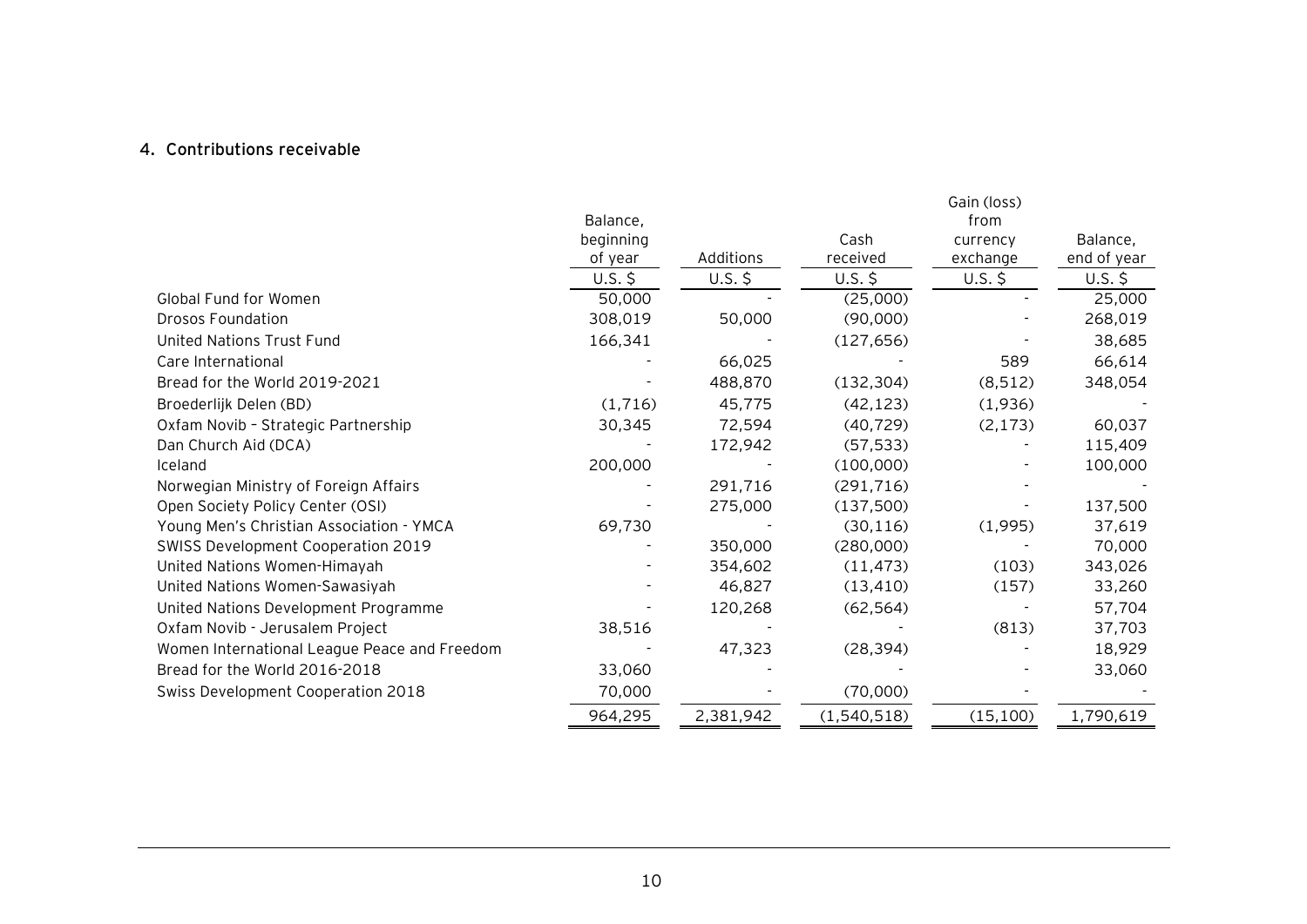## 4. Contributions receivable

| | Balance, beginning of year | Additions | Cash received | Gain (loss) from currency exchange | Balance, end of year |
|---|---|---|---|---|---|
| | U.S. $ | U.S. $ | U.S. $ | U.S. $ | U.S. $ |
| Global Fund for Women | 50,000 | - | (25,000) | - | 25,000 |
| Drosos Foundation | 308,019 | 50,000 | (90,000) | - | 268,019 |
| United Nations Trust Fund | 166,341 | - | (127,656) | - | 38,685 |
| Care International | - | 66,025 | - | 589 | 66,614 |
| Bread for the World 2019-2021 | - | 488,870 | (132,304) | (8,512) | 348,054 |
| Broederlijk Delen (BD) | (1,716) | 45,775 | (42,123) | (1,936) | - |
| Oxfam Novib – Strategic Partnership | 30,345 | 72,594 | (40,729) | (2,173) | 60,037 |
| Dan Church Aid (DCA) | - | 172,942 | (57,533) | - | 115,409 |
| Iceland | 200,000 | - | (100,000) | - | 100,000 |
| Norwegian Ministry of Foreign Affairs | - | 291,716 | (291,716) | - | - |
| Open Society Policy Center (OSI) | - | 275,000 | (137,500) | - | 137,500 |
| Young Men's Christian Association - YMCA | 69,730 | - | (30,116) | (1,995) | 37,619 |
| SWISS Development Cooperation 2019 | - | 350,000 | (280,000) | - | 70,000 |
| United Nations Women-Himayah | - | 354,602 | (11,473) | (103) | 343,026 |
| United Nations Women-Sawasiyah | - | 46,827 | (13,410) | (157) | 33,260 |
| United Nations Development Programme | - | 120,268 | (62,564) | - | 57,704 |
| Oxfam Novib - Jerusalem Project | 38,516 | - | - | (813) | 37,703 |
| Women International League Peace and Freedom | - | 47,323 | (28,394) | - | 18,929 |
| Bread for the World 2016-2018 | 33,060 | - | - | - | 33,060 |
| Swiss Development Cooperation 2018 | 70,000 | - | (70,000) | - | - |
| | 964,295 | 2,381,942 | (1,540,518) | (15,100) | 1,790,619 |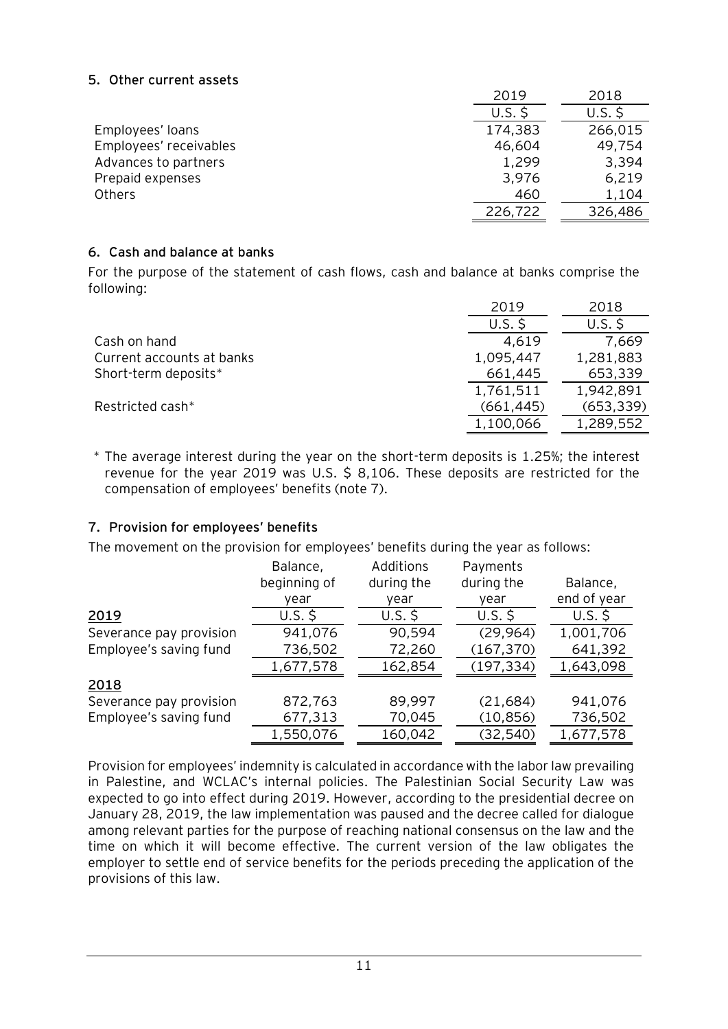## 5. Other current assets

| | 2019 | 2018 |
|---|---|---|
| | U.S. $ | U.S. $ |
| Employees' loans | 174,383 | 266,015 |
| Employees' receivables | 46,604 | 49,754 |
| Advances to partners | 1,299 | 3,394 |
| Prepaid expenses | 3,976 | 6,219 |
| Others | 460 | 1,104 |
| | 226,722 | 326,486 |

## 6. Cash and balance at banks

For the purpose of the statement of cash flows, cash and balance at banks comprise the following:

| | 2019 | 2018 |
|---|---|---|
| | U.S. $ | U.S. $ |
| Cash on hand | 4,619 | 7,669 |
| Current accounts at banks | 1,095,447 | 1,281,883 |
| Short-term deposits* | 661,445 | 653,339 |
| | 1,761,511 | 1,942,891 |
| Restricted cash* | (661,445) | (653,339) |
| | 1,100,066 | 1,289,552 |

\* The average interest during the year on the short-term deposits is 1.25%; the interest revenue for the year 2019 was U.S. $ 8,106. These deposits are restricted for the compensation of employees' benefits (note 7).

## 7. Provision for employees' benefits

The movement on the provision for employees' benefits during the year as follows:

| | Balance, beginning of year | Additions during the year | Payments during the year | Balance, end of year |
|---|---|---|---|---|
| **2019** | U.S. $ | U.S. $ | U.S. $ | U.S. $ |
| Severance pay provision | 941,076 | 90,594 | (29,964) | 1,001,706 |
| Employee's saving fund | 736,502 | 72,260 | (167,370) | 641,392 |
| | 1,677,578 | 162,854 | (197,334) | 1,643,098 |
| **2018** | | | | |
| Severance pay provision | 872,763 | 89,997 | (21,684) | 941,076 |
| Employee's saving fund | 677,313 | 70,045 | (10,856) | 736,502 |
| | 1,550,076 | 160,042 | (32,540) | 1,677,578 |

Provision for employees' indemnity is calculated in accordance with the labor law prevailing in Palestine, and WCLAC's internal policies. The Palestinian Social Security Law was expected to go into effect during 2019. However, according to the presidential decree on January 28, 2019, the law implementation was paused and the decree called for dialogue among relevant parties for the purpose of reaching national consensus on the law and the time on which it will become effective. The current version of the law obligates the employer to settle end of service benefits for the periods preceding the application of the provisions of this law.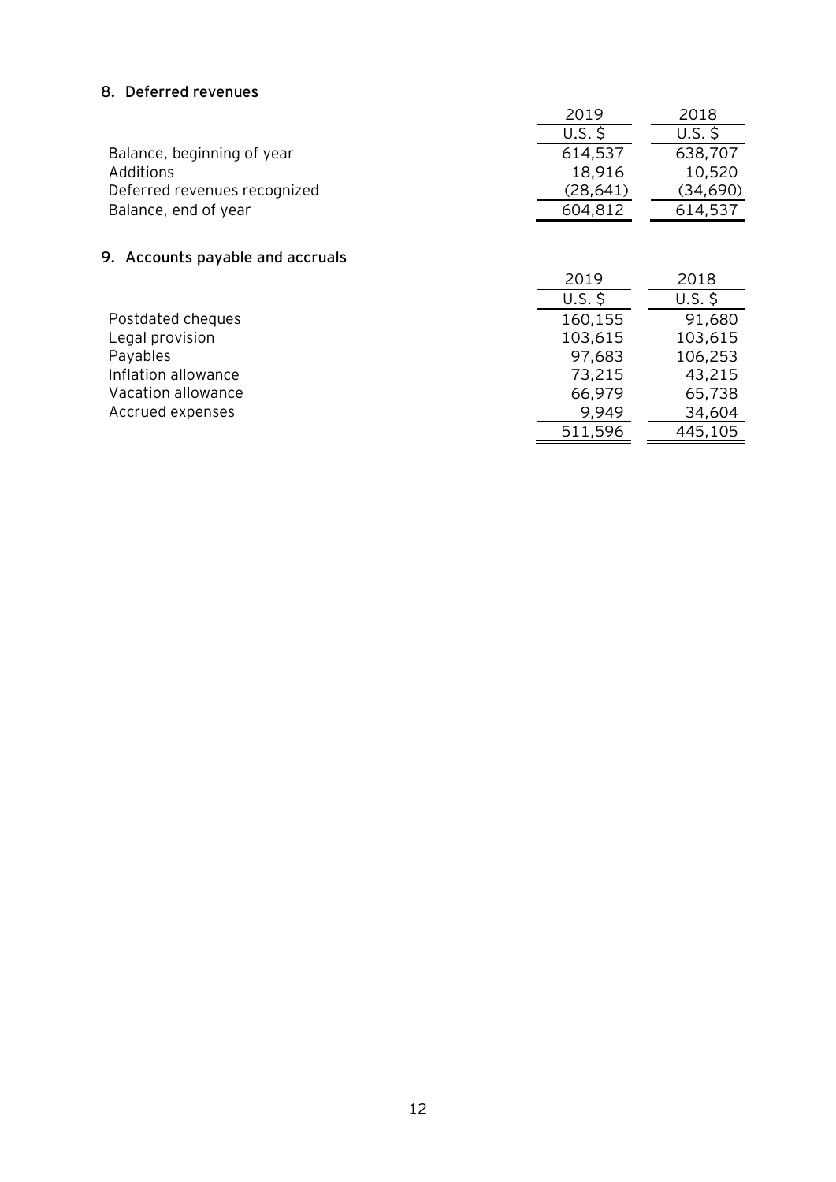## 8. Deferred revenues

| | 2019 | 2018 |
|---|---|---|
| | U.S. $ | U.S. $ |
| Balance, beginning of year | 614,537 | 638,707 |
| Additions | 18,916 | 10,520 |
| Deferred revenues recognized | (28,641) | (34,690) |
| Balance, end of year | 604,812 | 614,537 |

## 9. Accounts payable and accruals

| | 2019 | 2018 |
|---|---|---|
| | U.S. $ | U.S. $ |
| Postdated cheques | 160,155 | 91,680 |
| Legal provision | 103,615 | 103,615 |
| Payables | 97,683 | 106,253 |
| Inflation allowance | 73,215 | 43,215 |
| Vacation allowance | 66,979 | 65,738 |
| Accrued expenses | 9,949 | 34,604 |
| | 511,596 | 445,105 |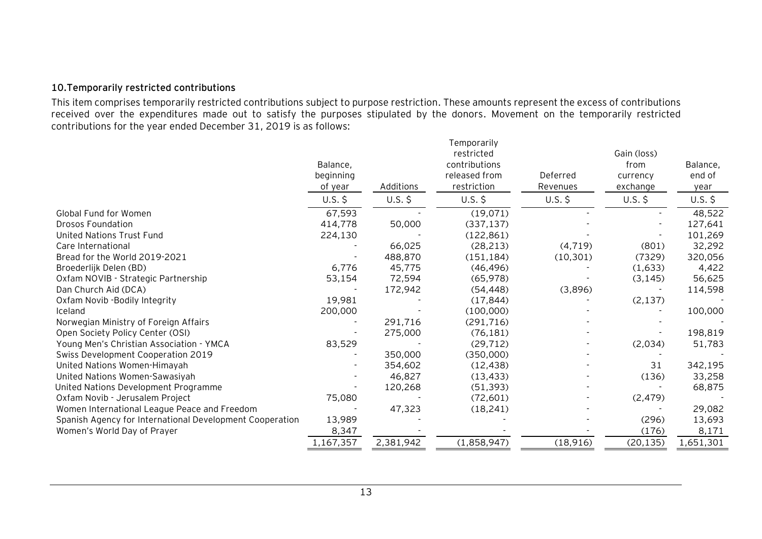## 10. Temporarily restricted contributions

This item comprises temporarily restricted contributions subject to purpose restriction. These amounts represent the excess of contributions received over the expenditures made out to satisfy the purposes stipulated by the donors. Movement on the temporarily restricted contributions for the year ended December 31, 2019 is as follows:

| | Balance, beginning of year | Additions | Temporarily restricted contributions released from restriction | Deferred Revenues | Gain (loss) from currency exchange | Balance, end of year |
|---|---|---|---|---|---|---|
| | U.S. $ | U.S. $ | U.S. $ | U.S. $ | U.S. $ | U.S. $ |
| Global Fund for Women | 67,593 | - | (19,071) | - | - | 48,522 |
| Drosos Foundation | 414,778 | 50,000 | (337,137) | - | - | 127,641 |
| United Nations Trust Fund | 224,130 | - | (122,861) | - | - | 101,269 |
| Care International | - | 66,025 | (28,213) | (4,719) | (801) | 32,292 |
| Bread for the World 2019-2021 | - | 488,870 | (151,184) | (10,301) | (7329) | 320,056 |
| Broederlijk Delen (BD) | 6,776 | 45,775 | (46,496) | - | (1,633) | 4,422 |
| Oxfam NOVIB - Strategic Partnership | 53,154 | 72,594 | (65,978) | - | (3,145) | 56,625 |
| Dan Church Aid (DCA) | - | 172,942 | (54,448) | (3,896) | - | 114,598 |
| Oxfam Novib -Bodily Integrity | 19,981 | - | (17,844) | - | (2,137) | - |
| Iceland | 200,000 | - | (100,000) | - | - | 100,000 |
| Norwegian Ministry of Foreign Affairs | - | 291,716 | (291,716) | - | - | - |
| Open Society Policy Center (OSI) | - | 275,000 | (76,181) | - | - | 198,819 |
| Young Men's Christian Association - YMCA | 83,529 | - | (29,712) | - | (2,034) | 51,783 |
| Swiss Development Cooperation 2019 | - | 350,000 | (350,000) | - | - | - |
| United Nations Women-Himayah | - | 354,602 | (12,438) | - | 31 | 342,195 |
| United Nations Women-Sawasiyah | - | 46,827 | (13,433) | - | (136) | 33,258 |
| United Nations Development Programme | - | 120,268 | (51,393) | - | - | 68,875 |
| Oxfam Novib - Jerusalem Project | 75,080 | - | (72,601) | - | (2,479) | - |
| Women International League Peace and Freedom | - | 47,323 | (18,241) | - | - | 29,082 |
| Spanish Agency for International Development Cooperation | 13,989 | - | - | - | (296) | 13,693 |
| Women's World Day of Prayer | 8,347 | - | - | - | (176) | 8,171 |
| | 1,167,357 | 2,381,942 | (1,858,947) | (18,916) | (20,135) | 1,651,301 |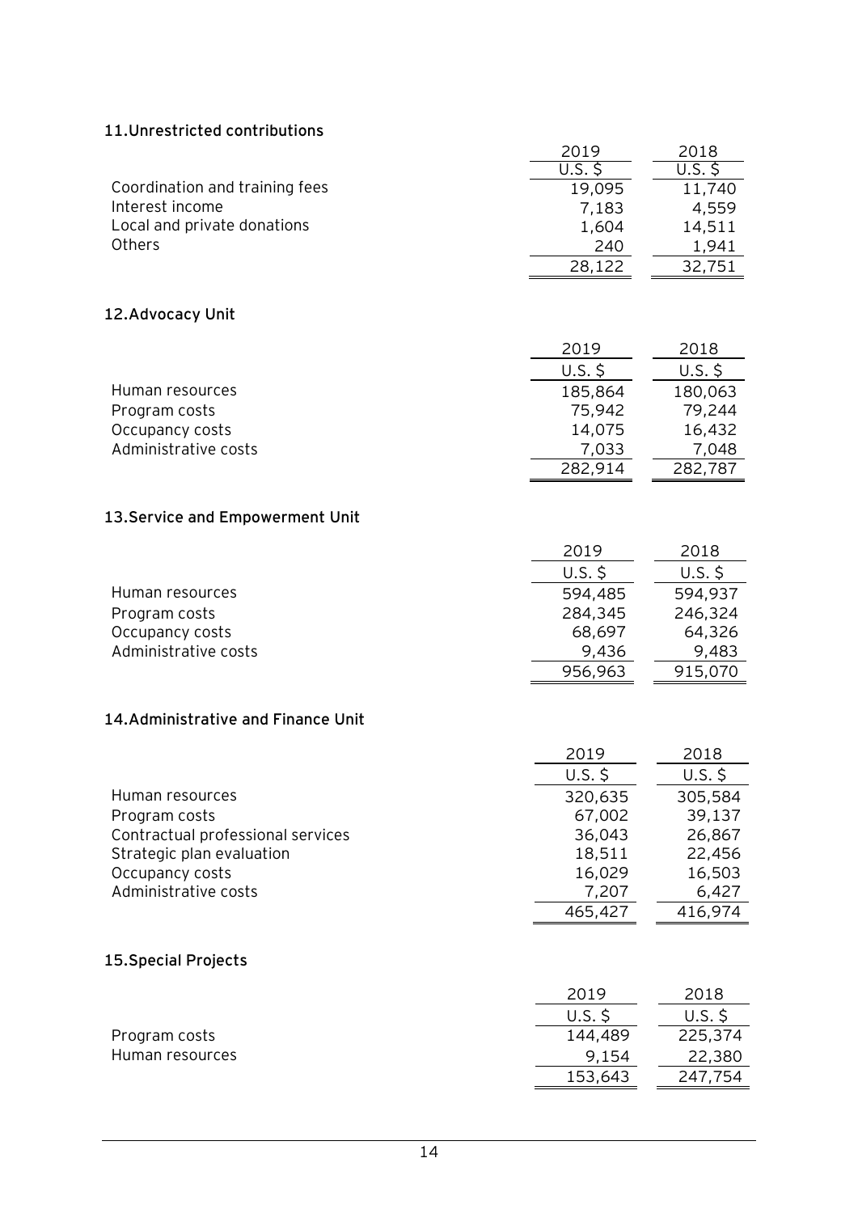### 11. Unrestricted contributions

| | 2019 | 2018 |
|---|---|---|
| | U.S. $ | U.S. $ |
| Coordination and training fees | 19,095 | 11,740 |
| Interest income | 7,183 | 4,559 |
| Local and private donations | 1,604 | 14,511 |
| Others | 240 | 1,941 |
| | 28,122 | 32,751 |

### 12. Advocacy Unit

| | 2019 | 2018 |
|---|---|---|
| | U.S. $ | U.S. $ |
| Human resources | 185,864 | 180,063 |
| Program costs | 75,942 | 79,244 |
| Occupancy costs | 14,075 | 16,432 |
| Administrative costs | 7,033 | 7,048 |
| | 282,914 | 282,787 |

### 13. Service and Empowerment Unit

| | 2019 | 2018 |
|---|---|---|
| | U.S. $ | U.S. $ |
| Human resources | 594,485 | 594,937 |
| Program costs | 284,345 | 246,324 |
| Occupancy costs | 68,697 | 64,326 |
| Administrative costs | 9,436 | 9,483 |
| | 956,963 | 915,070 |

### 14. Administrative and Finance Unit

| | 2019 | 2018 |
|---|---|---|
| | U.S. $ | U.S. $ |
| Human resources | 320,635 | 305,584 |
| Program costs | 67,002 | 39,137 |
| Contractual professional services | 36,043 | 26,867 |
| Strategic plan evaluation | 18,511 | 22,456 |
| Occupancy costs | 16,029 | 16,503 |
| Administrative costs | 7,207 | 6,427 |
| | 465,427 | 416,974 |

### 15. Special Projects

| | 2019 | 2018 |
|---|---|---|
| | U.S. $ | U.S. $ |
| Program costs | 144,489 | 225,374 |
| Human resources | 9,154 | 22,380 |
| | 153,643 | 247,754 |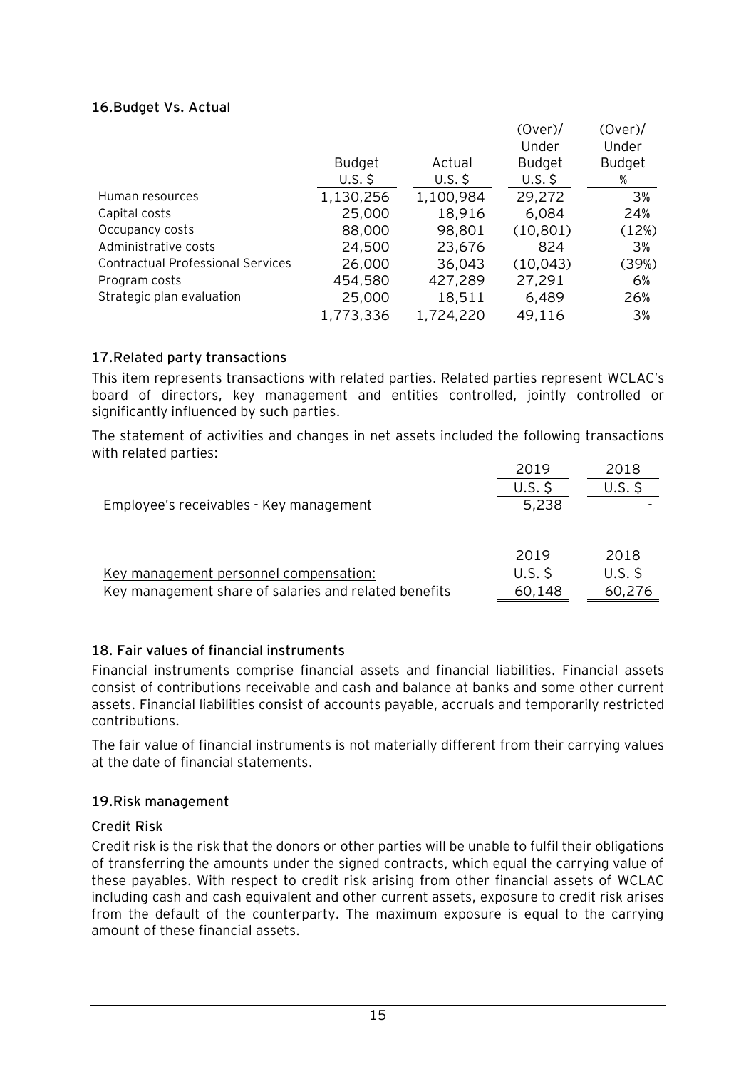## 16.Budget Vs. Actual

| | Budget | Actual | (Over)/ Under Budget | (Over)/ Under Budget |
|---|---|---|---|---|
| | U.S. $ | U.S. $ | U.S. $ | % |
| Human resources | 1,130,256 | 1,100,984 | 29,272 | 3% |
| Capital costs | 25,000 | 18,916 | 6,084 | 24% |
| Occupancy costs | 88,000 | 98,801 | (10,801) | (12%) |
| Administrative costs | 24,500 | 23,676 | 824 | 3% |
| Contractual Professional Services | 26,000 | 36,043 | (10,043) | (39%) |
| Program costs | 454,580 | 427,289 | 27,291 | 6% |
| Strategic plan evaluation | 25,000 | 18,511 | 6,489 | 26% |
| | 1,773,336 | 1,724,220 | 49,116 | 3% |

## 17.Related party transactions

This item represents transactions with related parties. Related parties represent WCLAC's board of directors, key management and entities controlled, jointly controlled or significantly influenced by such parties.

The statement of activities and changes in net assets included the following transactions with related parties:

| | 2019 | 2018 |
|---|---|---|
| | U.S. $ | U.S. $ |
| Employee's receivables - Key management | 5,238 | - |

| | 2019 | 2018 |
|---|---|---|
| Key management personnel compensation: | U.S. $ | U.S. $ |
| Key management share of salaries and related benefits | 60,148 | 60,276 |

## 18. Fair values of financial instruments

Financial instruments comprise financial assets and financial liabilities. Financial assets consist of contributions receivable and cash and balance at banks and some other current assets. Financial liabilities consist of accounts payable, accruals and temporarily restricted contributions.

The fair value of financial instruments is not materially different from their carrying values at the date of financial statements.

## 19.Risk management

### Credit Risk

Credit risk is the risk that the donors or other parties will be unable to fulfil their obligations of transferring the amounts under the signed contracts, which equal the carrying value of these payables. With respect to credit risk arising from other financial assets of WCLAC including cash and cash equivalent and other current assets, exposure to credit risk arises from the default of the counterparty. The maximum exposure is equal to the carrying amount of these financial assets.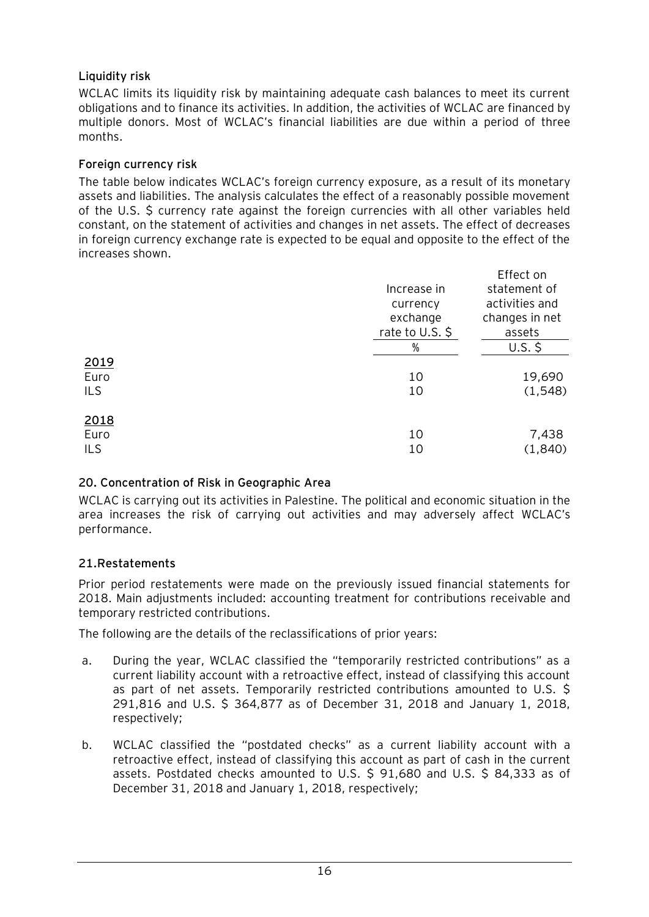### Liquidity risk

WCLAC limits its liquidity risk by maintaining adequate cash balances to meet its current obligations and to finance its activities. In addition, the activities of WCLAC are financed by multiple donors. Most of WCLAC's financial liabilities are due within a period of three months.

### Foreign currency risk

The table below indicates WCLAC's foreign currency exposure, as a result of its monetary assets and liabilities. The analysis calculates the effect of a reasonably possible movement of the U.S. $ currency rate against the foreign currencies with all other variables held constant, on the statement of activities and changes in net assets. The effect of decreases in foreign currency exchange rate is expected to be equal and opposite to the effect of the increases shown.

| | Increase in currency exchange rate to U.S. $ | Effect on statement of activities and changes in net assets |
|---|---|---|
| | % | U.S. $ |
| **2019** | | |
| Euro | 10 | 19,690 |
| ILS | 10 | (1,548) |
| **2018** | | |
| Euro | 10 | 7,438 |
| ILS | 10 | (1,840) |

## 20. Concentration of Risk in Geographic Area

WCLAC is carrying out its activities in Palestine. The political and economic situation in the area increases the risk of carrying out activities and may adversely affect WCLAC's performance.

## 21.Restatements

Prior period restatements were made on the previously issued financial statements for 2018. Main adjustments included: accounting treatment for contributions receivable and temporary restricted contributions.

The following are the details of the reclassifications of prior years:

a. During the year, WCLAC classified the "temporarily restricted contributions" as a current liability account with a retroactive effect, instead of classifying this account as part of net assets. Temporarily restricted contributions amounted to U.S. $ 291,816 and U.S. $ 364,877 as of December 31, 2018 and January 1, 2018, respectively;

b. WCLAC classified the "postdated checks" as a current liability account with a retroactive effect, instead of classifying this account as part of cash in the current assets. Postdated checks amounted to U.S. $ 91,680 and U.S. $ 84,333 as of December 31, 2018 and January 1, 2018, respectively;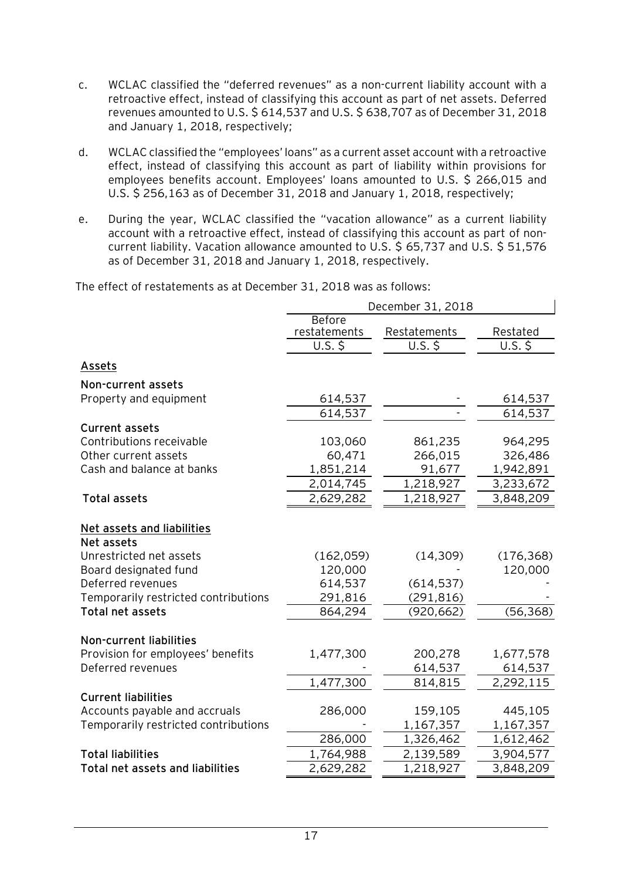c. WCLAC classified the "deferred revenues" as a non-current liability account with a retroactive effect, instead of classifying this account as part of net assets. Deferred revenues amounted to U.S. $ 614,537 and U.S. $ 638,707 as of December 31, 2018 and January 1, 2018, respectively;

d. WCLAC classified the "employees' loans" as a current asset account with a retroactive effect, instead of classifying this account as part of liability within provisions for employees benefits account. Employees' loans amounted to U.S. $ 266,015 and U.S. $ 256,163 as of December 31, 2018 and January 1, 2018, respectively;

e. During the year, WCLAC classified the "vacation allowance" as a current liability account with a retroactive effect, instead of classifying this account as part of non-current liability. Vacation allowance amounted to U.S. $ 65,737 and U.S. $ 51,576 as of December 31, 2018 and January 1, 2018, respectively.

The effect of restatements as at December 31, 2018 was as follows:

| | December 31, 2018 | | |
|---|---|---|---|
| | Before restatements | Restatements | Restated |
| | U.S. $ | U.S. $ | U.S. $ |
| **Assets** | | | |
| **Non-current assets** | | | |
| Property and equipment | 614,537 | - | 614,537 |
| | 614,537 | - | 614,537 |
| **Current assets** | | | |
| Contributions receivable | 103,060 | 861,235 | 964,295 |
| Other current assets | 60,471 | 266,015 | 326,486 |
| Cash and balance at banks | 1,851,214 | 91,677 | 1,942,891 |
| | 2,014,745 | 1,218,927 | 3,233,672 |
| **Total assets** | 2,629,282 | 1,218,927 | 3,848,209 |
| **Net assets and liabilities** | | | |
| **Net assets** | | | |
| Unrestricted net assets | (162,059) | (14,309) | (176,368) |
| Board designated fund | 120,000 | - | 120,000 |
| Deferred revenues | 614,537 | (614,537) | - |
| Temporarily restricted contributions | 291,816 | (291,816) | - |
| **Total net assets** | 864,294 | (920,662) | (56,368) |
| **Non-current liabilities** | | | |
| Provision for employees' benefits | 1,477,300 | 200,278 | 1,677,578 |
| Deferred revenues | - | 614,537 | 614,537 |
| | 1,477,300 | 814,815 | 2,292,115 |
| **Current liabilities** | | | |
| Accounts payable and accruals | 286,000 | 159,105 | 445,105 |
| Temporarily restricted contributions | - | 1,167,357 | 1,167,357 |
| | 286,000 | 1,326,462 | 1,612,462 |
| **Total liabilities** | 1,764,988 | 2,139,589 | 3,904,577 |
| **Total net assets and liabilities** | 2,629,282 | 1,218,927 | 3,848,209 |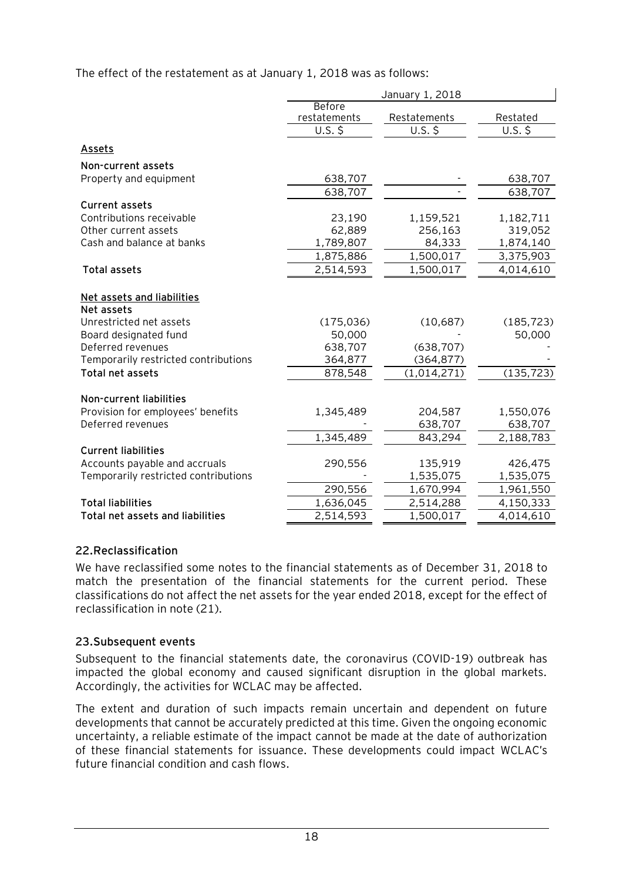The effect of the restatement as at January 1, 2018 was as follows:

| | January 1, 2018 | | |
|---|---|---|---|
| | Before restatements | Restatements | Restated |
| | U.S. $ | U.S. $ | U.S. $ |
| **Assets** | | | |
| **Non-current assets** | | | |
| Property and equipment | 638,707 | - | 638,707 |
| | 638,707 | - | 638,707 |
| **Current assets** | | | |
| Contributions receivable | 23,190 | 1,159,521 | 1,182,711 |
| Other current assets | 62,889 | 256,163 | 319,052 |
| Cash and balance at banks | 1,789,807 | 84,333 | 1,874,140 |
| | 1,875,886 | 1,500,017 | 3,375,903 |
| **Total assets** | 2,514,593 | 1,500,017 | 4,014,610 |
| **Net assets and liabilities** | | | |
| **Net assets** | | | |
| Unrestricted net assets | (175,036) | (10,687) | (185,723) |
| Board designated fund | 50,000 | - | 50,000 |
| Deferred revenues | 638,707 | (638,707) | - |
| Temporarily restricted contributions | 364,877 | (364,877) | - |
| **Total net assets** | 878,548 | (1,014,271) | (135,723) |
| **Non-current liabilities** | | | |
| Provision for employees' benefits | 1,345,489 | 204,587 | 1,550,076 |
| Deferred revenues | - | 638,707 | 638,707 |
| | 1,345,489 | 843,294 | 2,188,783 |
| **Current liabilities** | | | |
| Accounts payable and accruals | 290,556 | 135,919 | 426,475 |
| Temporarily restricted contributions | - | 1,535,075 | 1,535,075 |
| | 290,556 | 1,670,994 | 1,961,550 |
| **Total liabilities** | 1,636,045 | 2,514,288 | 4,150,333 |
| **Total net assets and liabilities** | 2,514,593 | 1,500,017 | 4,014,610 |

## 22. Reclassification

We have reclassified some notes to the financial statements as of December 31, 2018 to match the presentation of the financial statements for the current period. These classifications do not affect the net assets for the year ended 2018, except for the effect of reclassification in note (21).

## 23. Subsequent events

Subsequent to the financial statements date, the coronavirus (COVID-19) outbreak has impacted the global economy and caused significant disruption in the global markets. Accordingly, the activities for WCLAC may be affected.

The extent and duration of such impacts remain uncertain and dependent on future developments that cannot be accurately predicted at this time. Given the ongoing economic uncertainty, a reliable estimate of the impact cannot be made at the date of authorization of these financial statements for issuance. These developments could impact WCLAC's future financial condition and cash flows.